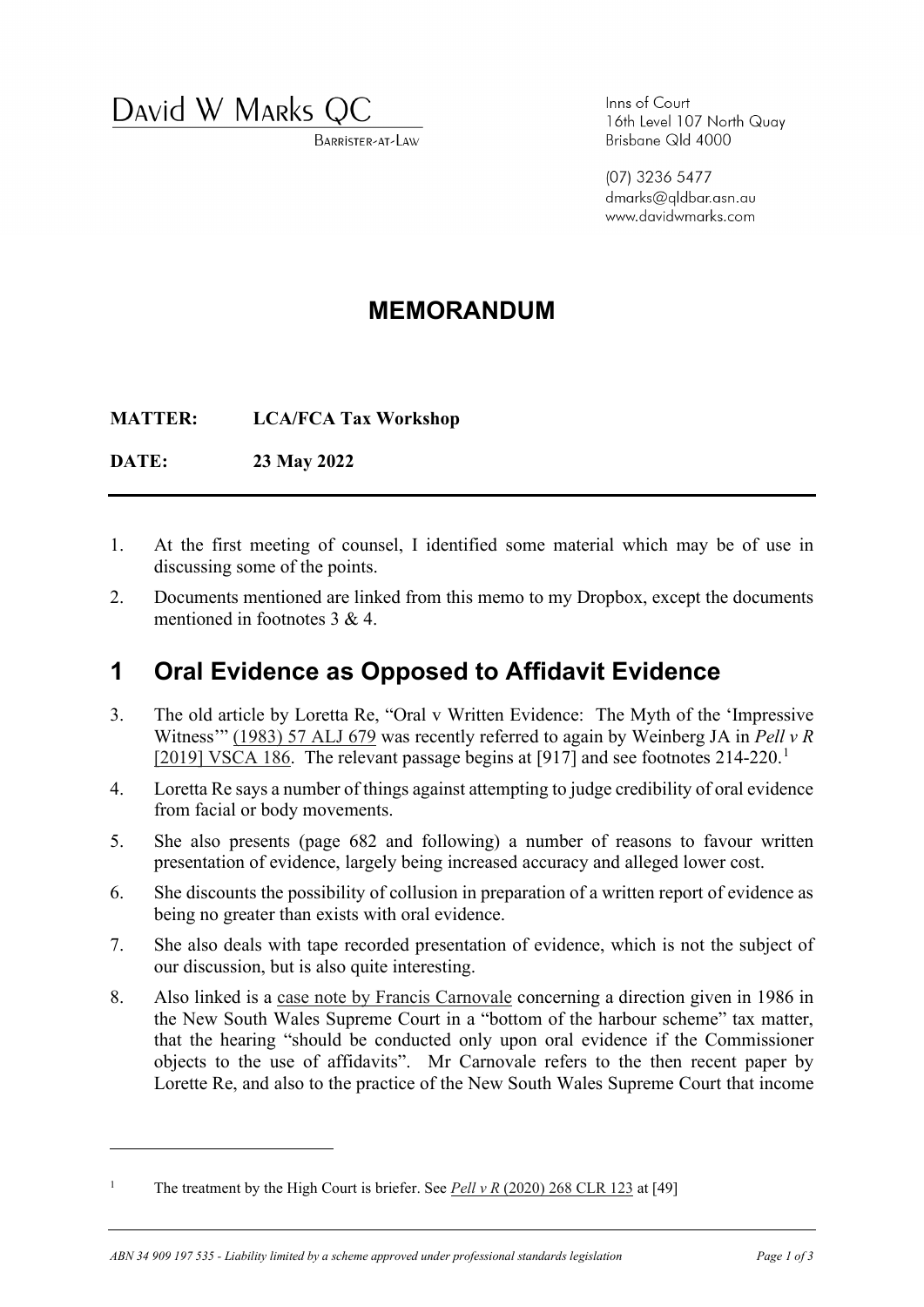# David W Marks QC

Barrister-at-Law

Inns of Court
16th Level 107 North Quay
Brisbane Qld 4000

(07) 3236 5477
dmarks@qldbar.asn.au
www.davidwmarks.com

## MEMORANDUM

**MATTER:** **LCA/FCA Tax Workshop**

**DATE:** **23 May 2022**

---

1. At the first meeting of counsel, I identified some material which may be of use in discussing some of the points.
2. Documents mentioned are linked from this memo to my Dropbox, except the documents mentioned in footnotes 3 & 4.

## 1 Oral Evidence as Opposed to Affidavit Evidence

3. The old article by Loretta Re, "Oral v Written Evidence: The Myth of the 'Impressive Witness'" (1983) 57 ALJ 679 was recently referred to again by Weinberg JA in *Pell v R* [2019] VSCA 186. The relevant passage begins at [917] and see footnotes 214-220.[1]
4. Loretta Re says a number of things against attempting to judge credibility of oral evidence from facial or body movements.
5. She also presents (page 682 and following) a number of reasons to favour written presentation of evidence, largely being increased accuracy and alleged lower cost.
6. She discounts the possibility of collusion in preparation of a written report of evidence as being no greater than exists with oral evidence.
7. She also deals with tape recorded presentation of evidence, which is not the subject of our discussion, but is also quite interesting.
8. Also linked is a case note by Francis Carnovale concerning a direction given in 1986 in the New South Wales Supreme Court in a "bottom of the harbour scheme" tax matter, that the hearing "should be conducted only upon oral evidence if the Commissioner objects to the use of affidavits". Mr Carnovale refers to the then recent paper by Lorette Re, and also to the practice of the New South Wales Supreme Court that income

---

[1] The treatment by the High Court is briefer. See *Pell v R* (2020) 268 CLR 123 at [49]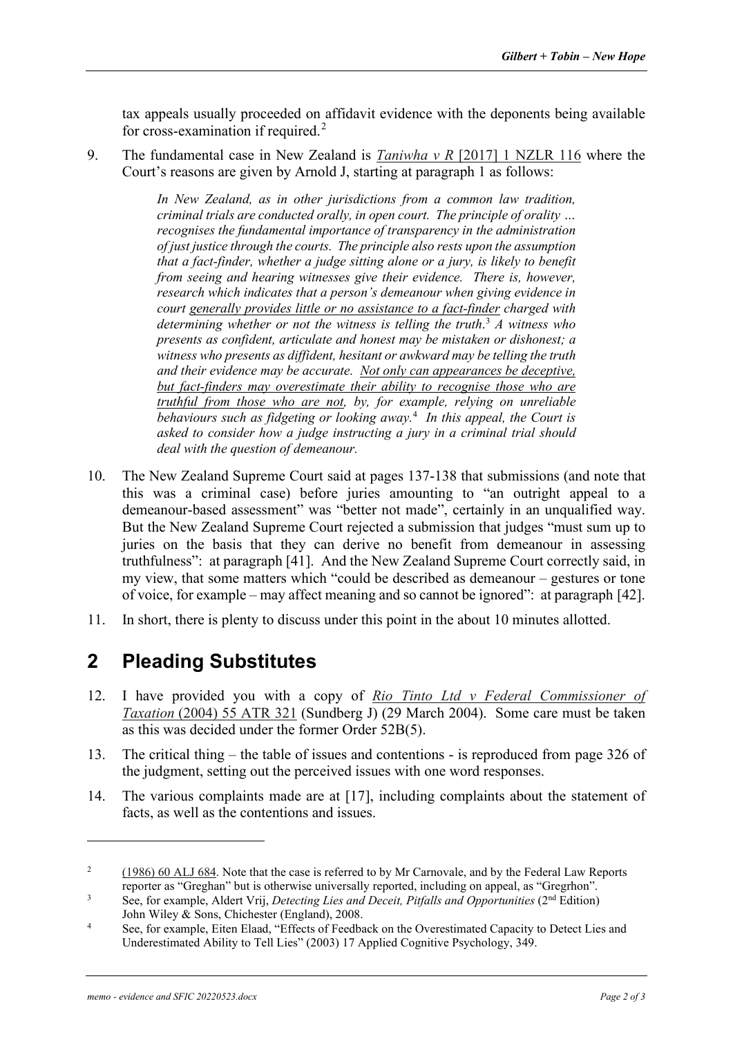tax appeals usually proceeded on affidavit evidence with the deponents being available for cross-examination if required.[2]

9. The fundamental case in New Zealand is *Taniwha v R* [2017] 1 NZLR 116 where the Court's reasons are given by Arnold J, starting at paragraph 1 as follows:

> *In New Zealand, as in other jurisdictions from a common law tradition, criminal trials are conducted orally, in open court. The principle of orality … recognises the fundamental importance of transparency in the administration of just justice through the courts. The principle also rests upon the assumption that a fact-finder, whether a judge sitting alone or a jury, is likely to benefit from seeing and hearing witnesses give their evidence. There is, however, research which indicates that a person's demeanour when giving evidence in court generally provides little or no assistance to a fact-finder charged with determining whether or not the witness is telling the truth.*[3] *A witness who presents as confident, articulate and honest may be mistaken or dishonest; a witness who presents as diffident, hesitant or awkward may be telling the truth and their evidence may be accurate. Not only can appearances be deceptive, but fact-finders may overestimate their ability to recognise those who are truthful from those who are not, by, for example, relying on unreliable behaviours such as fidgeting or looking away.*[4] *In this appeal, the Court is asked to consider how a judge instructing a jury in a criminal trial should deal with the question of demeanour.*

10. The New Zealand Supreme Court said at pages 137-138 that submissions (and note that this was a criminal case) before juries amounting to "an outright appeal to a demeanour-based assessment" was "better not made", certainly in an unqualified way. But the New Zealand Supreme Court rejected a submission that judges "must sum up to juries on the basis that they can derive no benefit from demeanour in assessing truthfulness": at paragraph [41]. And the New Zealand Supreme Court correctly said, in my view, that some matters which "could be described as demeanour – gestures or tone of voice, for example – may affect meaning and so cannot be ignored": at paragraph [42].

11. In short, there is plenty to discuss under this point in the about 10 minutes allotted.

## 2 Pleading Substitutes

12. I have provided you with a copy of *Rio Tinto Ltd v Federal Commissioner of Taxation* (2004) 55 ATR 321 (Sundberg J) (29 March 2004). Some care must be taken as this was decided under the former Order 52B(5).

13. The critical thing – the table of issues and contentions - is reproduced from page 326 of the judgment, setting out the perceived issues with one word responses.

14. The various complaints made are at [17], including complaints about the statement of facts, as well as the contentions and issues.

---

[2] (1986) 60 ALJ 684. Note that the case is referred to by Mr Carnovale, and by the Federal Law Reports reporter as "Greghan" but is otherwise universally reported, including on appeal, as "Gregrhon".

[3] See, for example, Aldert Vrij, *Detecting Lies and Deceit, Pitfalls and Opportunities* (2nd Edition) John Wiley & Sons, Chichester (England), 2008.

[4] See, for example, Eiten Elaad, "Effects of Feedback on the Overestimated Capacity to Detect Lies and Underestimated Ability to Tell Lies" (2003) 17 Applied Cognitive Psychology, 349.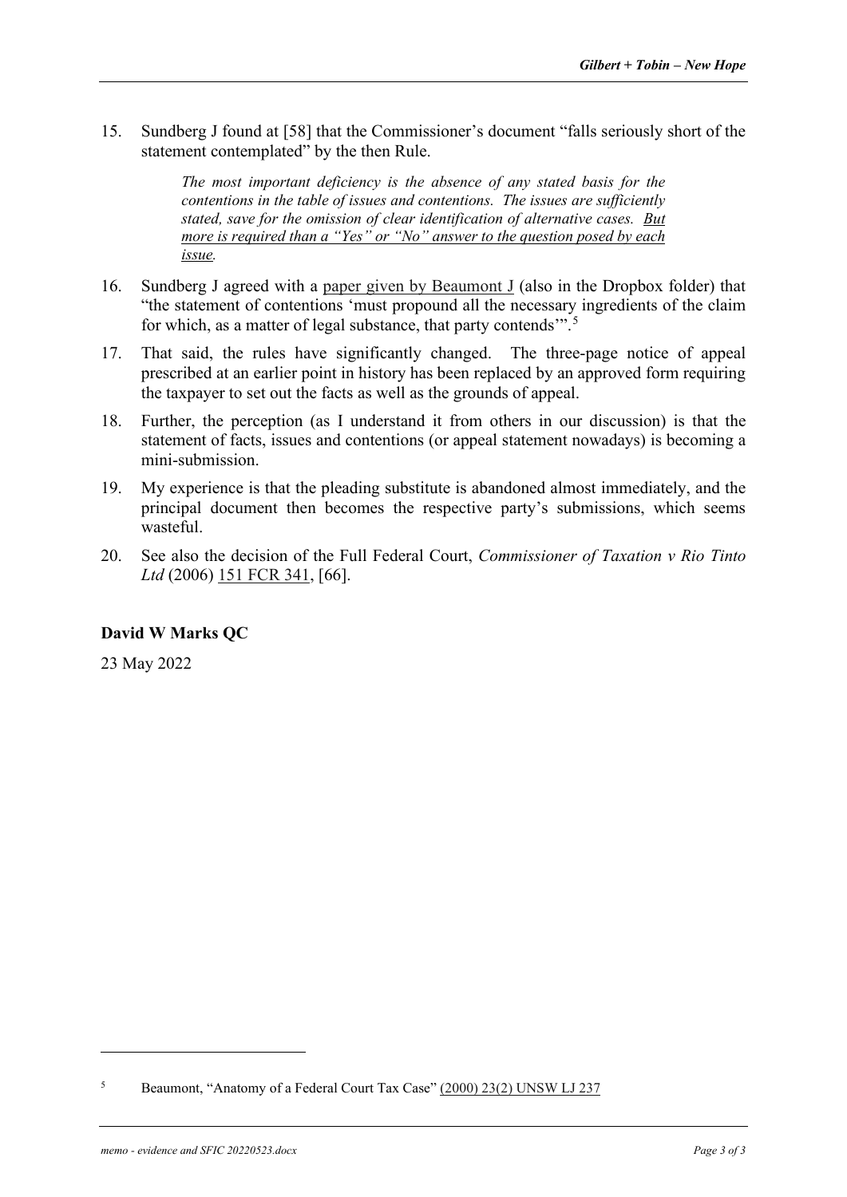15. Sundberg J found at [58] that the Commissioner's document "falls seriously short of the statement contemplated" by the then Rule.

> *The most important deficiency is the absence of any stated basis for the contentions in the table of issues and contentions. The issues are sufficiently stated, save for the omission of clear identification of alternative cases. <u>But more is required than a "Yes" or "No" answer to the question posed by each issue</u>.*

16. Sundberg J agreed with a <u>paper given by Beaumont J</u> (also in the Dropbox folder) that "the statement of contentions 'must propound all the necessary ingredients of the claim for which, as a matter of legal substance, that party contends'".[5]

17. That said, the rules have significantly changed. The three-page notice of appeal prescribed at an earlier point in history has been replaced by an approved form requiring the taxpayer to set out the facts as well as the grounds of appeal.

18. Further, the perception (as I understand it from others in our discussion) is that the statement of facts, issues and contentions (or appeal statement nowadays) is becoming a mini-submission.

19. My experience is that the pleading substitute is abandoned almost immediately, and the principal document then becomes the respective party's submissions, which seems wasteful.

20. See also the decision of the Full Federal Court, *Commissioner of Taxation v Rio Tinto Ltd* (2006) <u>151 FCR 341</u>, [66].

**David W Marks QC**

23 May 2022

---

[5] Beaumont, "Anatomy of a Federal Court Tax Case" <u>(2000) 23(2) UNSW LJ 237</u>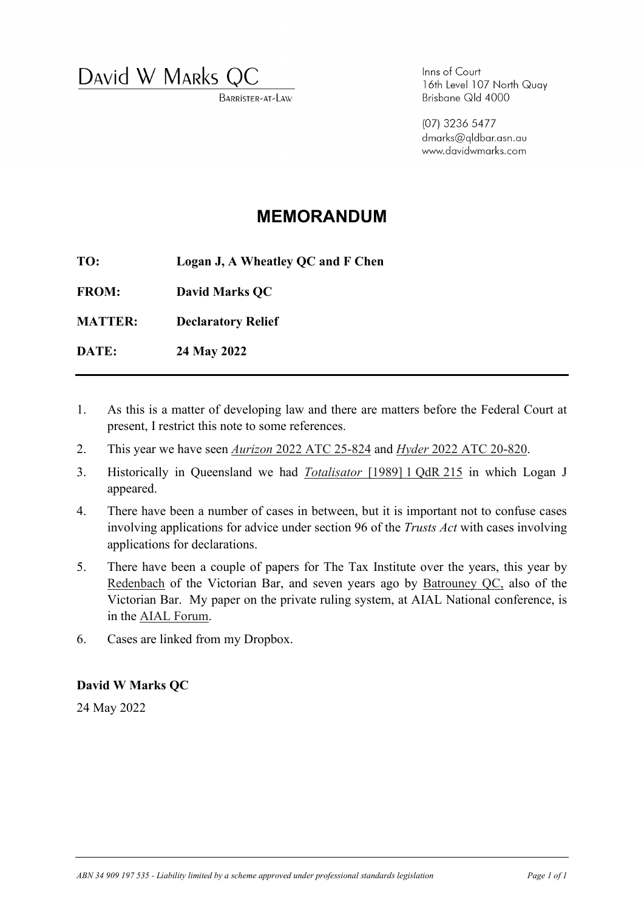David W Marks QC
BARRISTER-AT-LAW

Inns of Court
16th Level 107 North Quay
Brisbane Qld 4000

(07) 3236 5477
dmarks@qldbar.asn.au
www.davidwmarks.com

# MEMORANDUM

**TO:** **Logan J, A Wheatley QC and F Chen**

**FROM:** **David Marks QC**

**MATTER:** **Declaratory Relief**

**DATE:** **24 May 2022**

---

1. As this is a matter of developing law and there are matters before the Federal Court at present, I restrict this note to some references.
2. This year we have seen *Aurizon* 2022 ATC 25-824 and *Hyder* 2022 ATC 20-820.
3. Historically in Queensland we had *Totalisator* [1989] 1 QdR 215 in which Logan J appeared.
4. There have been a number of cases in between, but it is important not to confuse cases involving applications for advice under section 96 of the *Trusts Act* with cases involving applications for declarations.
5. There have been a couple of papers for The Tax Institute over the years, this year by Redenbach of the Victorian Bar, and seven years ago by Batrouney QC, also of the Victorian Bar. My paper on the private ruling system, at AIAL National conference, is in the AIAL Forum.
6. Cases are linked from my Dropbox.

**David W Marks QC**

24 May 2022

*ABN 34 909 197 535 - Liability limited by a scheme approved under professional standards legislation*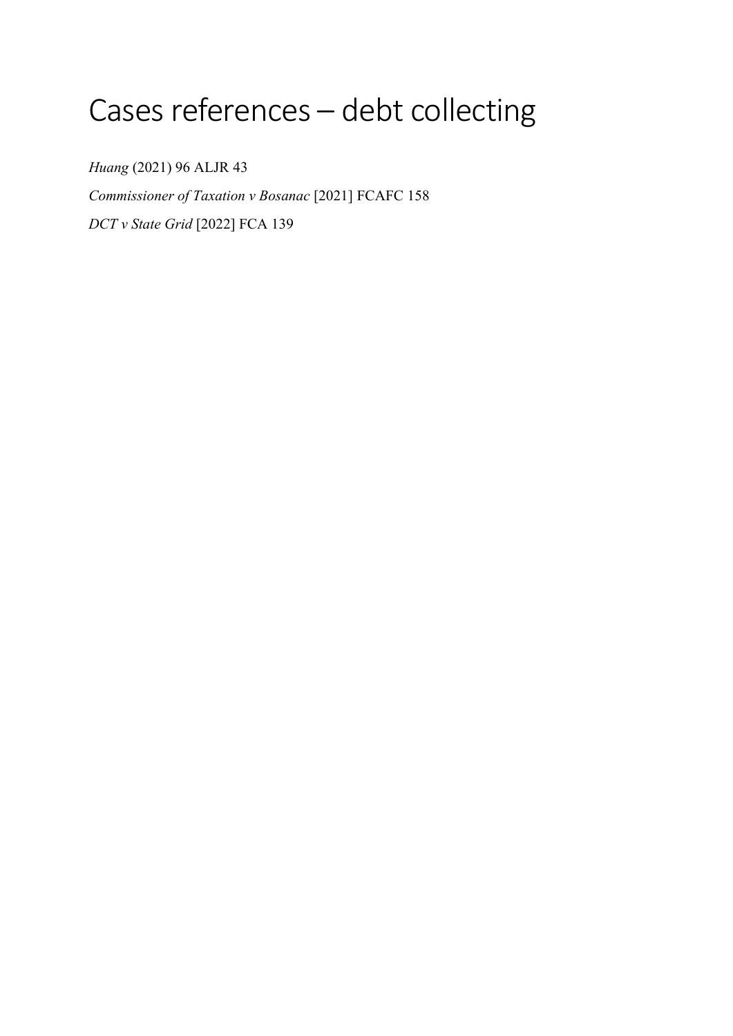# Cases references – debt collecting

*Huang* (2021) 96 ALJR 43

*Commissioner of Taxation v Bosanac* [2021] FCAFC 158

*DCT v State Grid* [2022] FCA 139